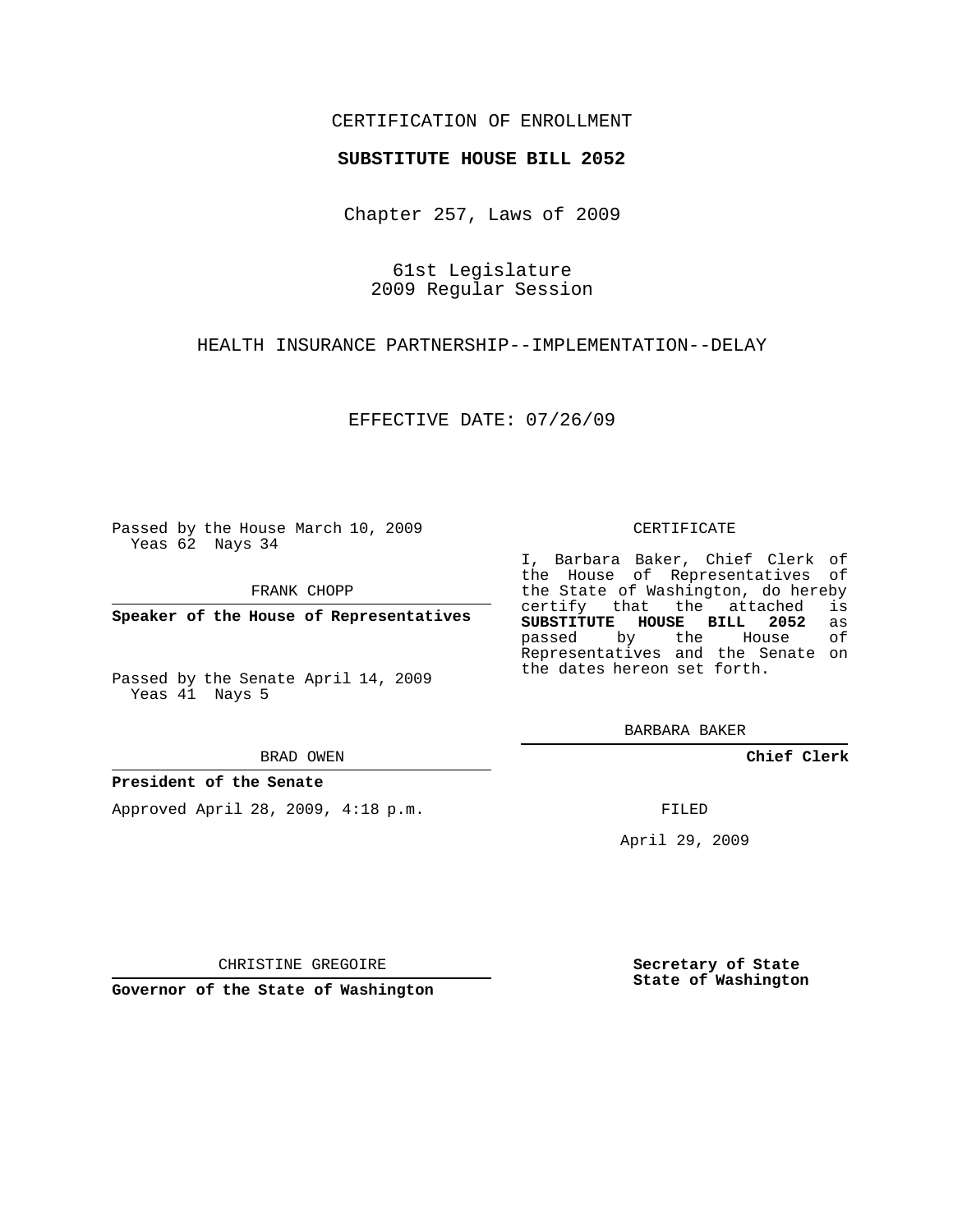CERTIFICATION OF ENROLLMENT

**SUBSTITUTE HOUSE BILL 2052**

Chapter 257, Laws of 2009

61st Legislature
2009 Regular Session

HEALTH INSURANCE PARTNERSHIP--IMPLEMENTATION--DELAY

EFFECTIVE DATE: 07/26/09

Passed by the House March 10, 2009
Yeas 62 Nays 34

FRANK CHOPP

**Speaker of the House of Representatives**

Passed by the Senate April 14, 2009
Yeas 41 Nays 5

BRAD OWEN

**President of the Senate**

Approved April 28, 2009, 4:18 p.m.

CHRISTINE GREGOIRE

**Governor of the State of Washington**

CERTIFICATE

I, Barbara Baker, Chief Clerk of the House of Representatives of the State of Washington, do hereby certify that the attached is **SUBSTITUTE HOUSE BILL 2052** as passed by the House of Representatives and the Senate on the dates hereon set forth.

BARBARA BAKER

**Chief Clerk**

FILED

April 29, 2009

**Secretary of State**
**State of Washington**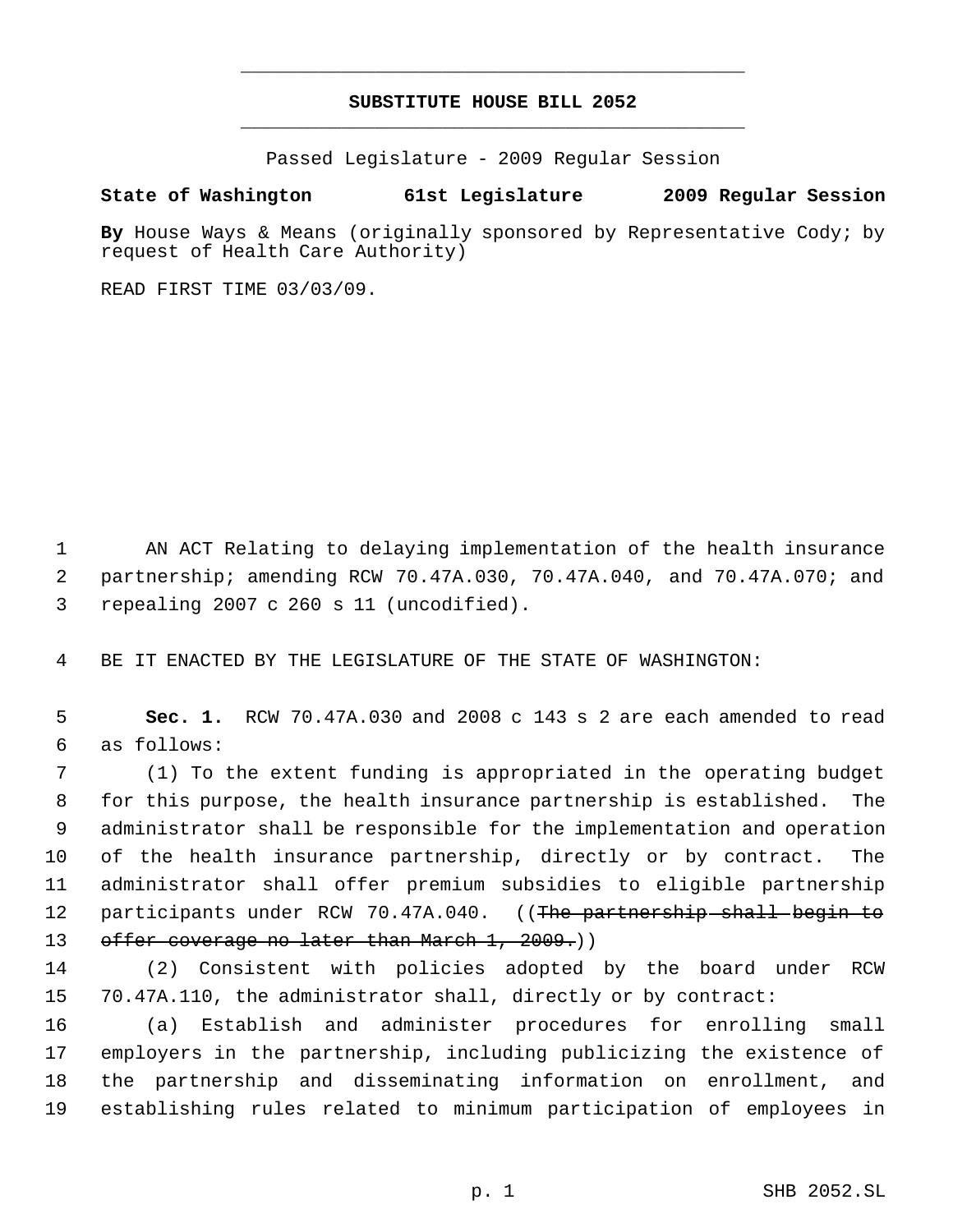# SUBSTITUTE HOUSE BILL 2052

Passed Legislature - 2009 Regular Session

**State of Washington 61st Legislature 2009 Regular Session**

**By** House Ways & Means (originally sponsored by Representative Cody; by request of Health Care Authority)

READ FIRST TIME 03/03/09.

AN ACT Relating to delaying implementation of the health insurance partnership; amending RCW 70.47A.030, 70.47A.040, and 70.47A.070; and repealing 2007 c 260 s 11 (uncodified).

BE IT ENACTED BY THE LEGISLATURE OF THE STATE OF WASHINGTON:

**Sec. 1.** RCW 70.47A.030 and 2008 c 143 s 2 are each amended to read as follows:

(1) To the extent funding is appropriated in the operating budget for this purpose, the health insurance partnership is established. The administrator shall be responsible for the implementation and operation of the health insurance partnership, directly or by contract. The administrator shall offer premium subsidies to eligible partnership participants under RCW 70.47A.040. ((~~The partnership shall begin to offer coverage no later than March 1, 2009.~~))

(2) Consistent with policies adopted by the board under RCW 70.47A.110, the administrator shall, directly or by contract:

(a) Establish and administer procedures for enrolling small employers in the partnership, including publicizing the existence of the partnership and disseminating information on enrollment, and establishing rules related to minimum participation of employees in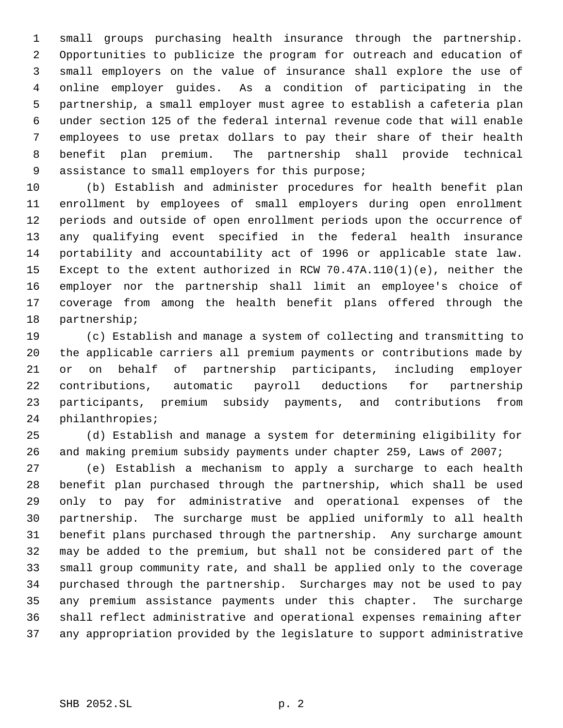small groups purchasing health insurance through the partnership. Opportunities to publicize the program for outreach and education of small employers on the value of insurance shall explore the use of online employer guides. As a condition of participating in the partnership, a small employer must agree to establish a cafeteria plan under section 125 of the federal internal revenue code that will enable employees to use pretax dollars to pay their share of their health benefit plan premium. The partnership shall provide technical assistance to small employers for this purpose;

(b) Establish and administer procedures for health benefit plan enrollment by employees of small employers during open enrollment periods and outside of open enrollment periods upon the occurrence of any qualifying event specified in the federal health insurance portability and accountability act of 1996 or applicable state law. Except to the extent authorized in RCW 70.47A.110(1)(e), neither the employer nor the partnership shall limit an employee's choice of coverage from among the health benefit plans offered through the partnership;

(c) Establish and manage a system of collecting and transmitting to the applicable carriers all premium payments or contributions made by or on behalf of partnership participants, including employer contributions, automatic payroll deductions for partnership participants, premium subsidy payments, and contributions from philanthropies;

(d) Establish and manage a system for determining eligibility for and making premium subsidy payments under chapter 259, Laws of 2007;

(e) Establish a mechanism to apply a surcharge to each health benefit plan purchased through the partnership, which shall be used only to pay for administrative and operational expenses of the partnership. The surcharge must be applied uniformly to all health benefit plans purchased through the partnership. Any surcharge amount may be added to the premium, but shall not be considered part of the small group community rate, and shall be applied only to the coverage purchased through the partnership. Surcharges may not be used to pay any premium assistance payments under this chapter. The surcharge shall reflect administrative and operational expenses remaining after any appropriation provided by the legislature to support administrative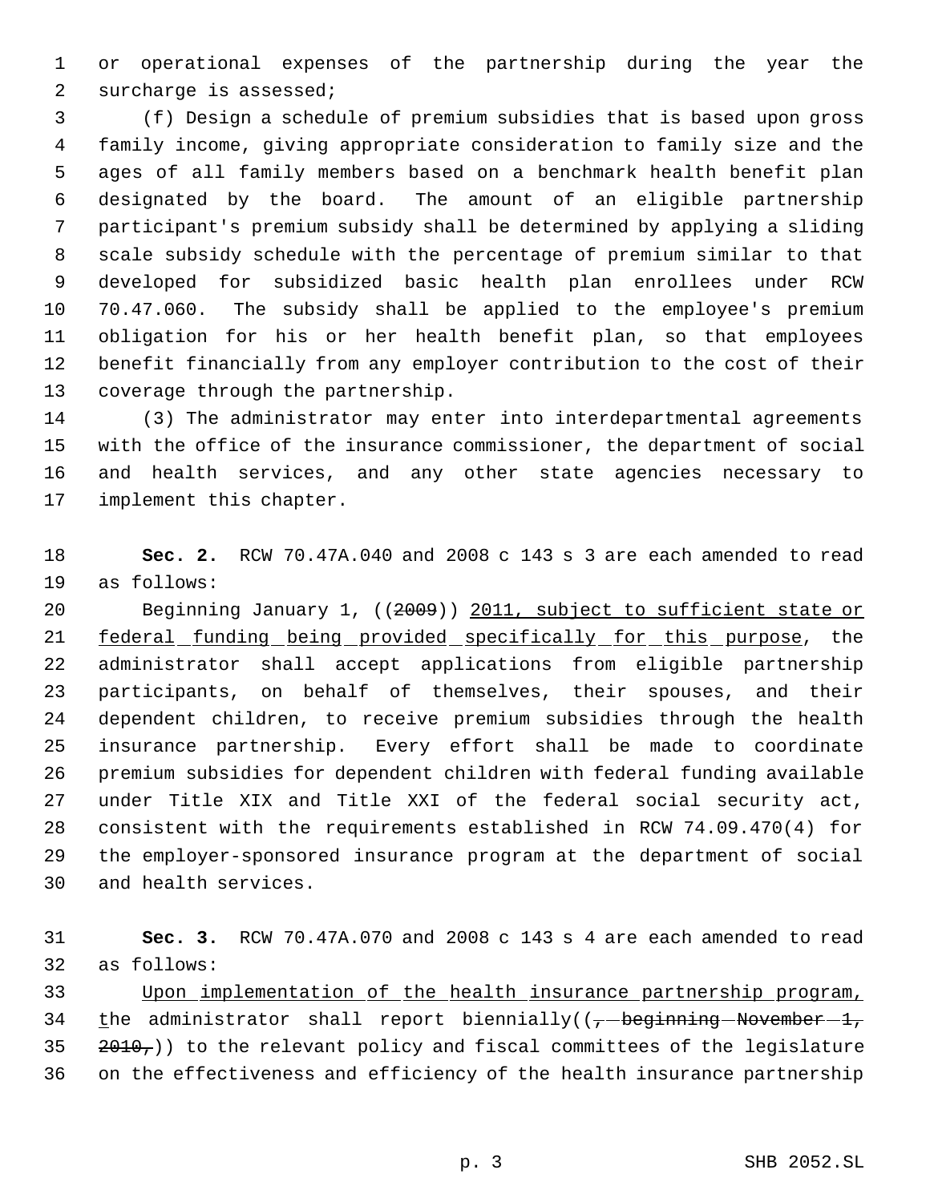or operational expenses of the partnership during the year the surcharge is assessed;

(f) Design a schedule of premium subsidies that is based upon gross family income, giving appropriate consideration to family size and the ages of all family members based on a benchmark health benefit plan designated by the board. The amount of an eligible partnership participant's premium subsidy shall be determined by applying a sliding scale subsidy schedule with the percentage of premium similar to that developed for subsidized basic health plan enrollees under RCW 70.47.060. The subsidy shall be applied to the employee's premium obligation for his or her health benefit plan, so that employees benefit financially from any employer contribution to the cost of their coverage through the partnership.

(3) The administrator may enter into interdepartmental agreements with the office of the insurance commissioner, the department of social and health services, and any other state agencies necessary to implement this chapter.

**Sec. 2.** RCW 70.47A.040 and 2008 c 143 s 3 are each amended to read as follows:

Beginning January 1, ((~~2009~~)) <u>2011, subject to sufficient state or federal funding being provided specifically for this purpose</u>, the administrator shall accept applications from eligible partnership participants, on behalf of themselves, their spouses, and their dependent children, to receive premium subsidies through the health insurance partnership. Every effort shall be made to coordinate premium subsidies for dependent children with federal funding available under Title XIX and Title XXI of the federal social security act, consistent with the requirements established in RCW 74.09.470(4) for the employer-sponsored insurance program at the department of social and health services.

**Sec. 3.** RCW 70.47A.070 and 2008 c 143 s 4 are each amended to read as follows:

<u>Upon implementation of the health insurance partnership program, t</u>he administrator shall report biennially((~~, beginning November 1, 2010,~~)) to the relevant policy and fiscal committees of the legislature on the effectiveness and efficiency of the health insurance partnership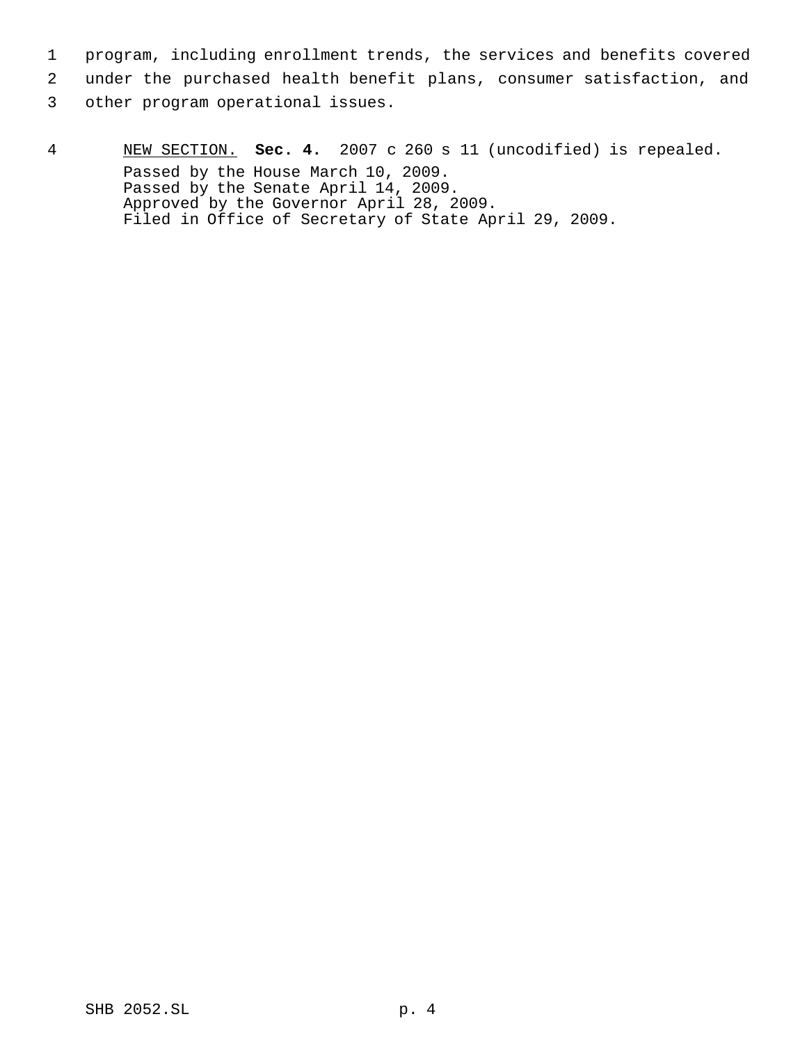program, including enrollment trends, the services and benefits covered under the purchased health benefit plans, consumer satisfaction, and other program operational issues.

NEW SECTION. **Sec. 4.** 2007 c 260 s 11 (uncodified) is repealed.

Passed by the House March 10, 2009.
Passed by the Senate April 14, 2009.
Approved by the Governor April 28, 2009.
Filed in Office of Secretary of State April 29, 2009.